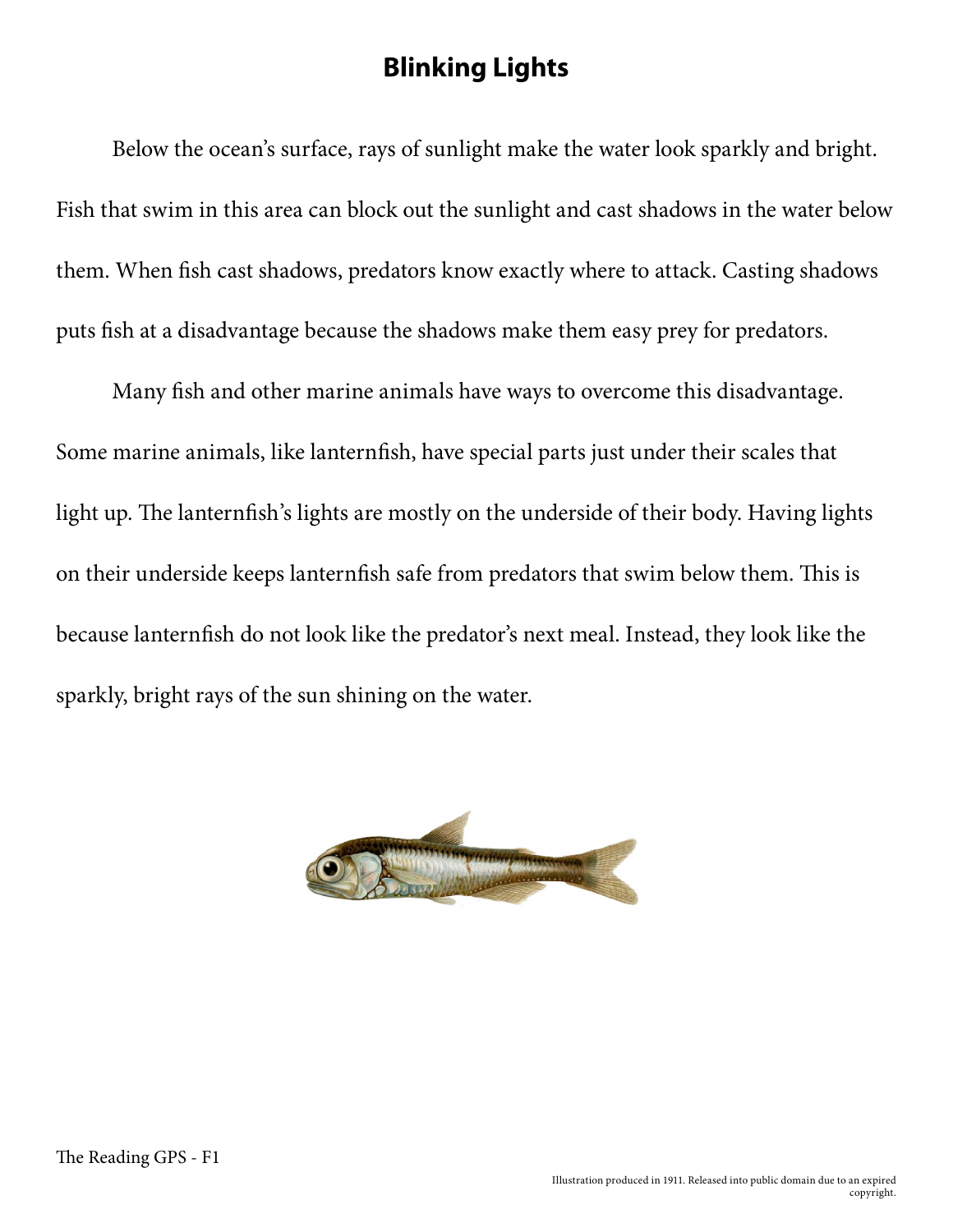# Blinking Lights

Below the ocean's surface, rays of sunlight make the water look sparkly and bright. Fish that swim in this area can block out the sunlight and cast shadows in the water below them. When fish cast shadows, predators know exactly where to attack. Casting shadows puts fish at a disadvantage because the shadows make them easy prey for predators.

Many fish and other marine animals have ways to overcome this disadvantage. Some marine animals, like lanternfish, have special parts just under their scales that light up. The lanternfish's lights are mostly on the underside of their body. Having lights on their underside keeps lanternfish safe from predators that swim below them. This is because lanternfish do not look like the predator's next meal. Instead, they look like the sparkly, bright rays of the sun shining on the water.

The Reading GPS - F1

Illustration produced in 1911. Released into public domain due to an expired copyright.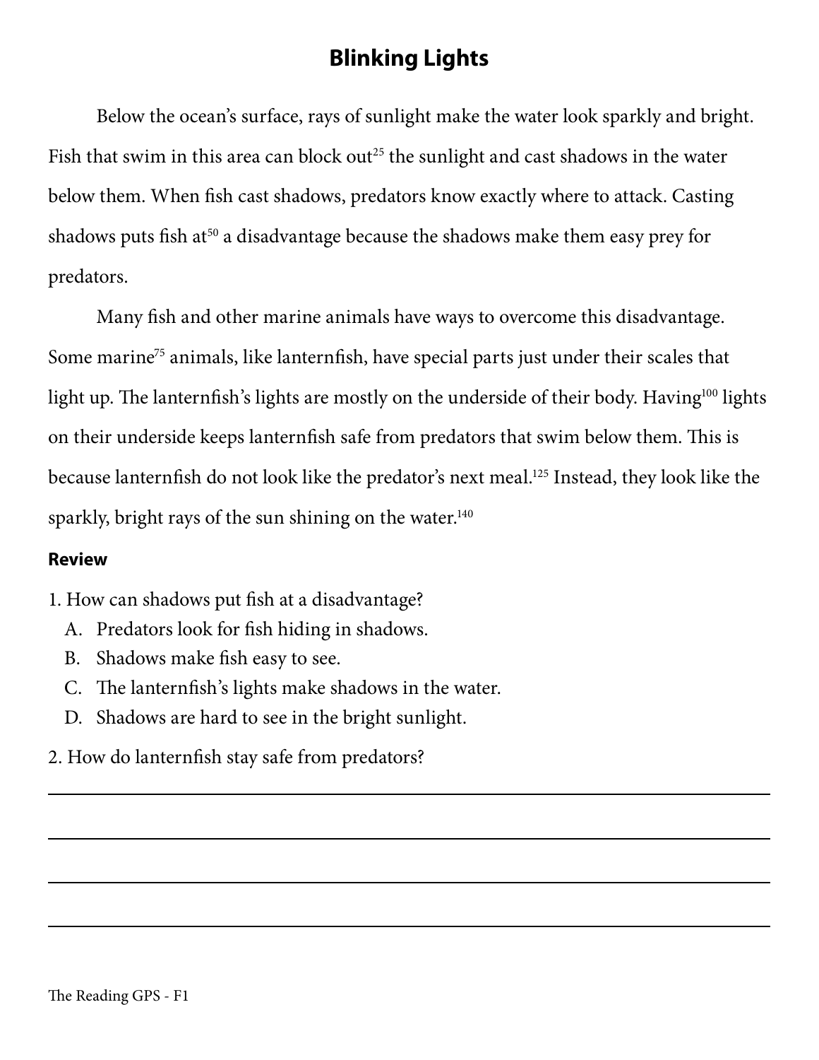# Blinking Lights

Below the ocean's surface, rays of sunlight make the water look sparkly and bright. Fish that swim in this area can block out[25] the sunlight and cast shadows in the water below them. When fish cast shadows, predators know exactly where to attack. Casting shadows puts fish at[50] a disadvantage because the shadows make them easy prey for predators.

Many fish and other marine animals have ways to overcome this disadvantage. Some marine[75] animals, like lanternfish, have special parts just under their scales that light up. The lanternfish's lights are mostly on the underside of their body. Having[100] lights on their underside keeps lanternfish safe from predators that swim below them. This is because lanternfish do not look like the predator's next meal.[125] Instead, they look like the sparkly, bright rays of the sun shining on the water.[140]

**Review**

1. How can shadows put fish at a disadvantage?
   A. Predators look for fish hiding in shadows.
   B. Shadows make fish easy to see.
   C. The lanternfish's lights make shadows in the water.
   D. Shadows are hard to see in the bright sunlight.

2. How do lanternfish stay safe from predators?

______________________________________________________________________

______________________________________________________________________

______________________________________________________________________

______________________________________________________________________

The Reading GPS - F1